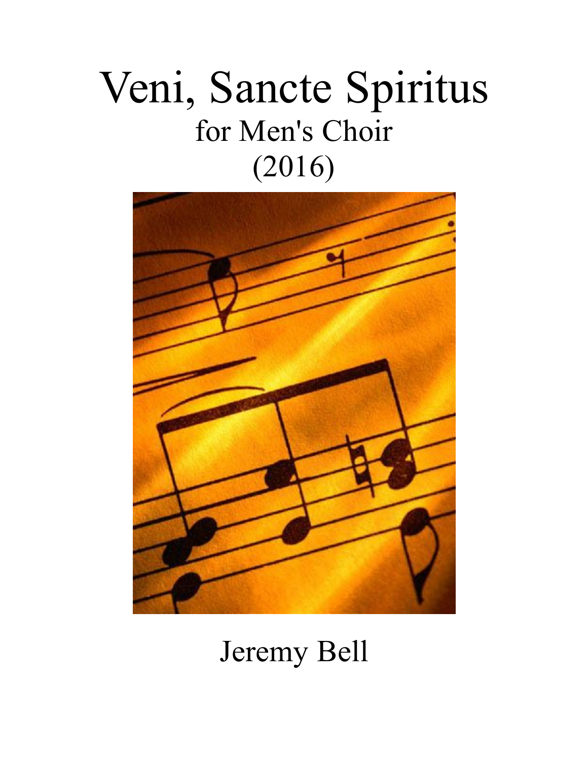# Veni, Sancte Spiritus

for Men's Choir

(2016)

Jeremy Bell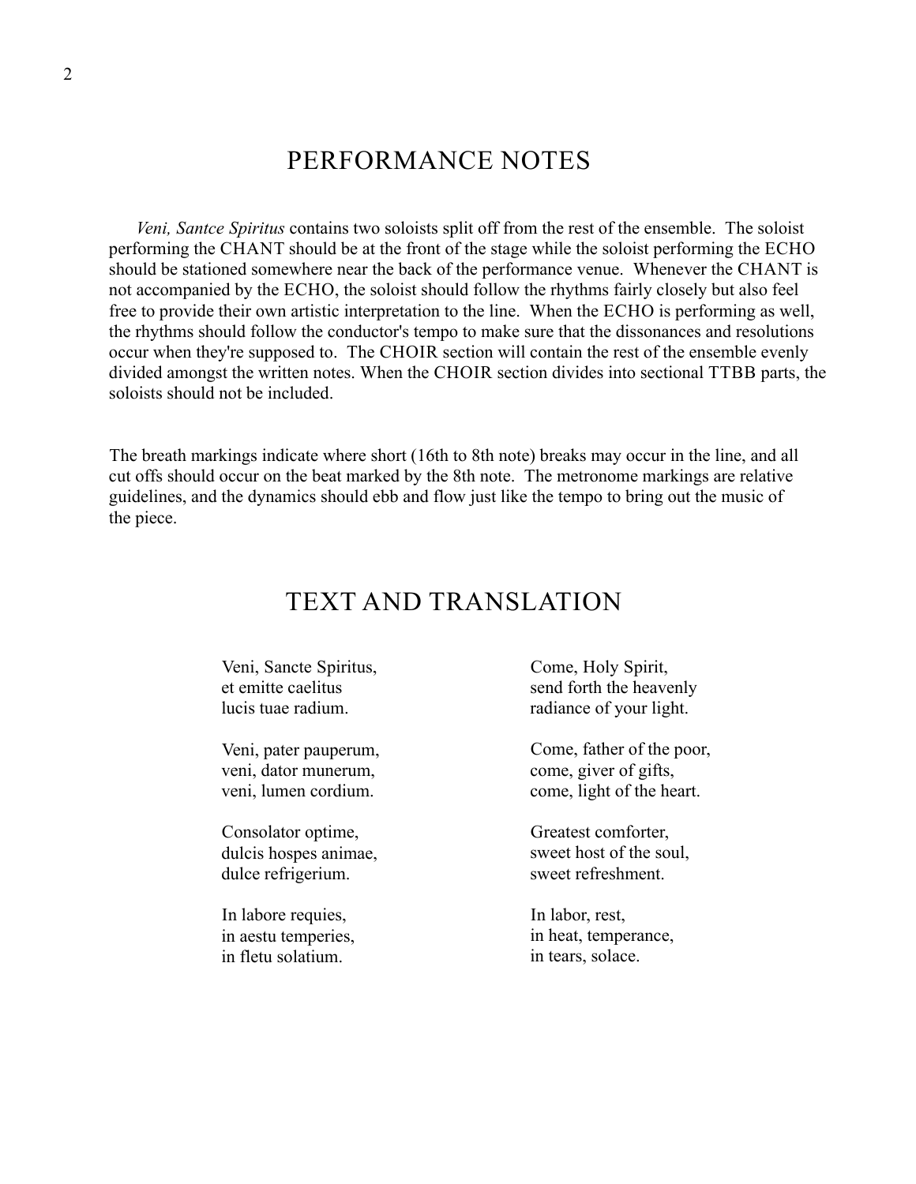## PERFORMANCE NOTES

*Veni, Santce Spiritus* contains two soloists split off from the rest of the ensemble. The soloist performing the CHANT should be at the front of the stage while the soloist performing the ECHO should be stationed somewhere near the back of the performance venue. Whenever the CHANT is not accompanied by the ECHO, the soloist should follow the rhythms fairly closely but also feel free to provide their own artistic interpretation to the line. When the ECHO is performing as well, the rhythms should follow the conductor's tempo to make sure that the dissonances and resolutions occur when they're supposed to. The CHOIR section will contain the rest of the ensemble evenly divided amongst the written notes. When the CHOIR section divides into sectional TTBB parts, the soloists should not be included.

The breath markings indicate where short (16th to 8th note) breaks may occur in the line, and all cut offs should occur on the beat marked by the 8th note. The metronome markings are relative guidelines, and the dynamics should ebb and flow just like the tempo to bring out the music of the piece.

## TEXT AND TRANSLATION

| | |
|---|---|
| Veni, Sancte Spiritus,<br>et emitte caelitus<br>lucis tuae radium. | Come, Holy Spirit,<br>send forth the heavenly<br>radiance of your light. |
| Veni, pater pauperum,<br>veni, dator munerum,<br>veni, lumen cordium. | Come, father of the poor,<br>come, giver of gifts,<br>come, light of the heart. |
| Consolator optime,<br>dulcis hospes animae,<br>dulce refrigerium. | Greatest comforter,<br>sweet host of the soul,<br>sweet refreshment. |
| In labore requies,<br>in aestu temperies,<br>in fletu solatium. | In labor, rest,<br>in heat, temperance,<br>in tears, solace. |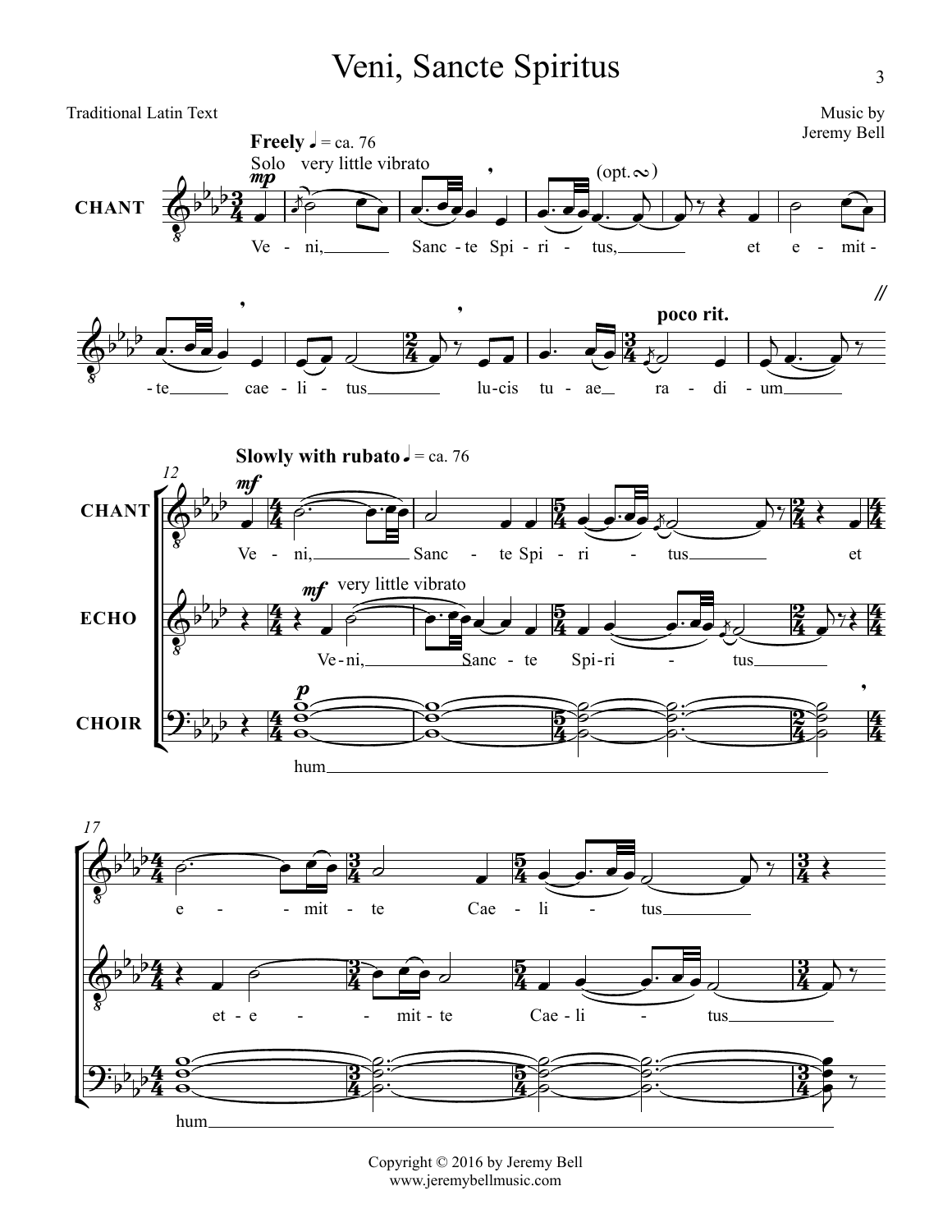# Veni, Sancte Spiritus

Traditional Latin Text

Music by Jeremy Bell

Copyright © 2016 by Jeremy Bell
www.jeremybellmusic.com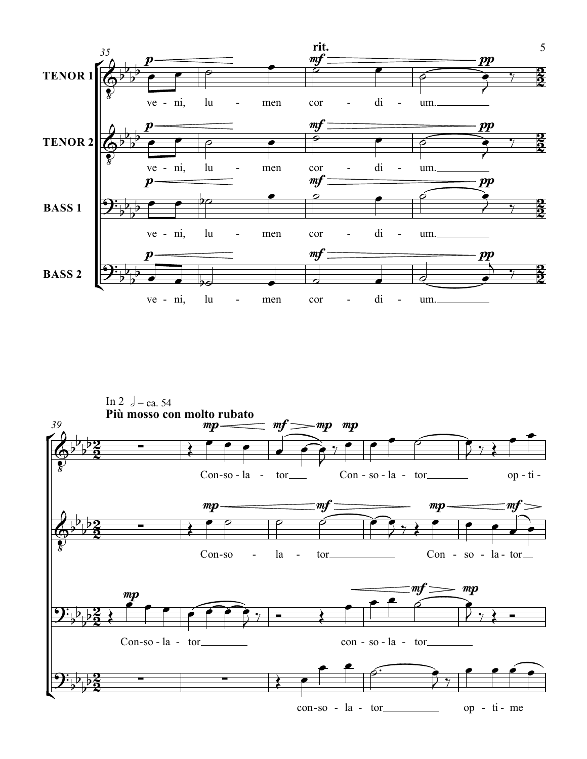TENOR 1

TENOR 2

BASS 1

BASS 2

rit.

ve - ni, lu - men cor - di - um.

In 2 𝅗𝅥 = ca. 54

**Più mosso con molto rubato**

Con-so - la - tor Con - so - la - tor op - ti -

Con-so - la - tor Con - so - la - tor

Con-so - la - tor con - so - la - tor

con-so - la - tor op - ti - me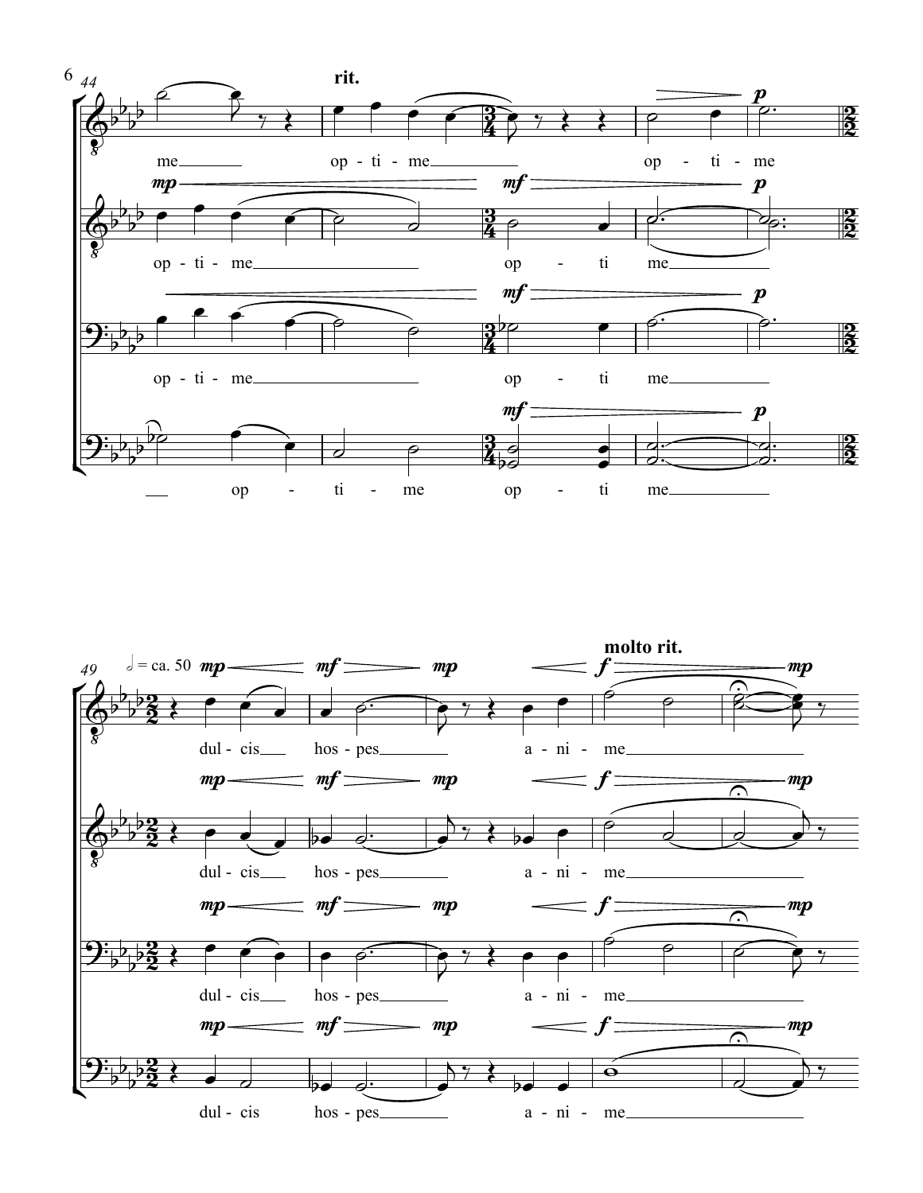rit.

me — op - ti - me — op - ti - me

op - ti - me — op - ti me —

op - ti - me — op - ti me —

— op - ti - me op - ti me —

𝅗𝅥 = ca. 50

molto rit.

dul - cis — hos - pes — a - ni - me —

dul - cis — hos - pes — a - ni - me —

dul - cis — hos - pes — a - ni - me —

dul - cis hos - pes — a - ni - me —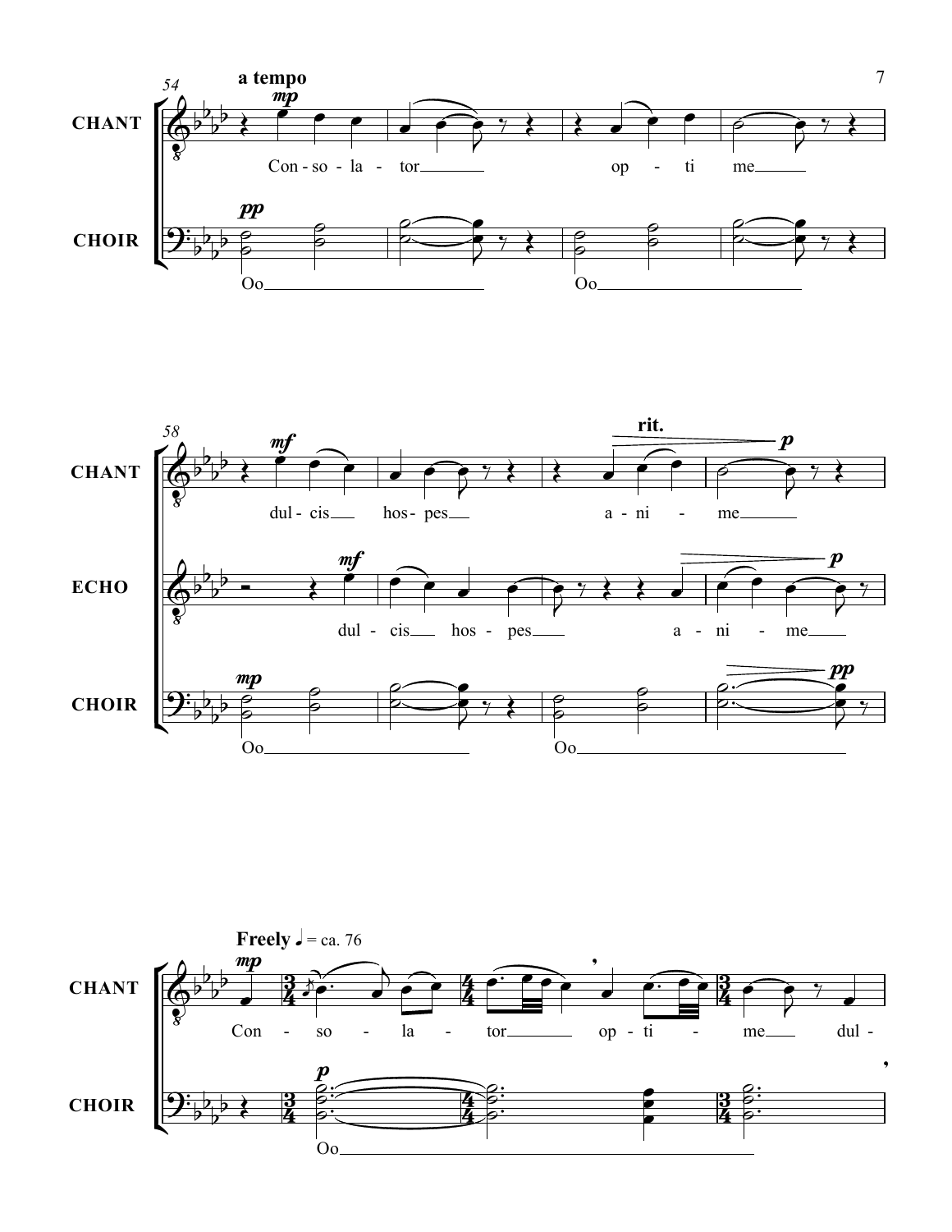**a tempo**

CHANT: Con - so - la - tor ___ op - ti me ___

CHOIR: Oo ___ Oo ___

CHANT: dul - cis ___ hos - pes ___ a - ni - me ___

**rit.**

ECHO: dul - cis ___ hos - pes ___ a - ni - me ___

CHOIR: Oo ___ Oo ___

**Freely** ♩ = ca. 76

CHANT: Con - so - la - tor ___ op - ti - me ___ dul -

CHOIR: Oo ___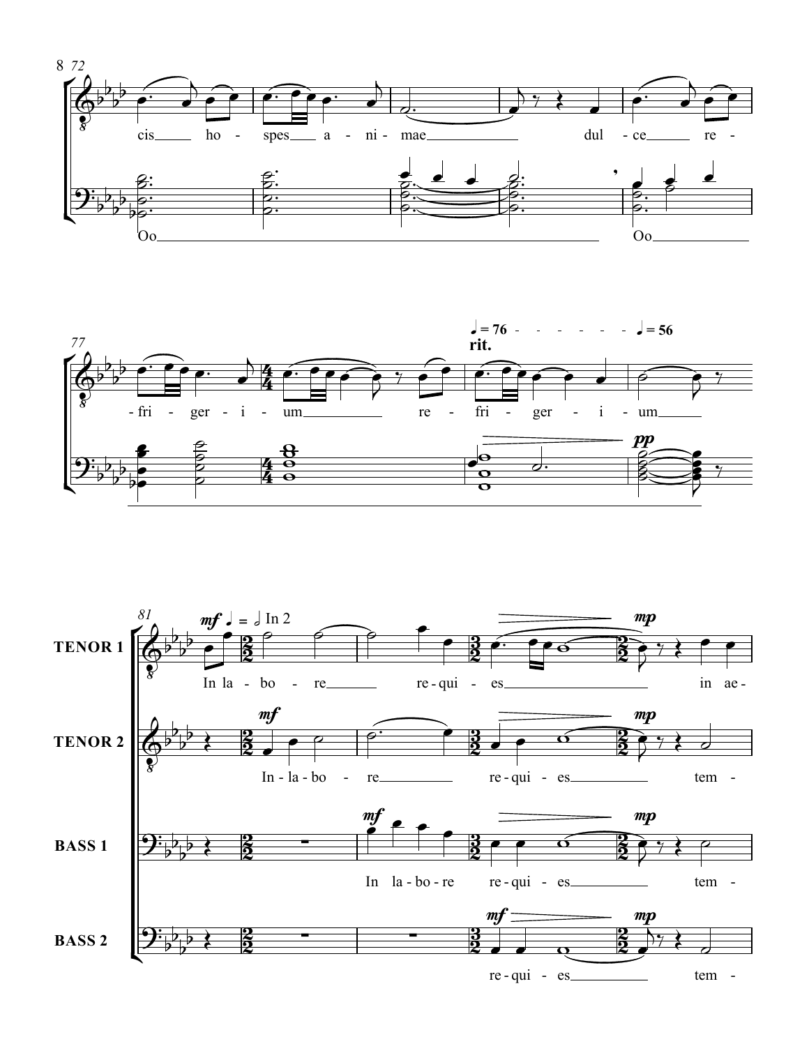72

cis ho - spes a - ni - mae dul - ce re -

Oo Oo

77

♩= 76 - - - - - - - ♩= 56

**rit.**

- fri - ger - i - um re - fri - ger - i - um

*pp*

81

*mf* ♩ = 𝅗𝅥 In 2

*mp*

**TENOR 1**

In la - bo - re re - qui - es in ae -

**TENOR 2**

*mf* *mp*

In - la - bo - re re - qui - es tem -

**BASS 1**

*mf* *mp*

In la - bo - re re - qui - es tem -

**BASS 2**

*mf* *mp*

re - qui - es tem -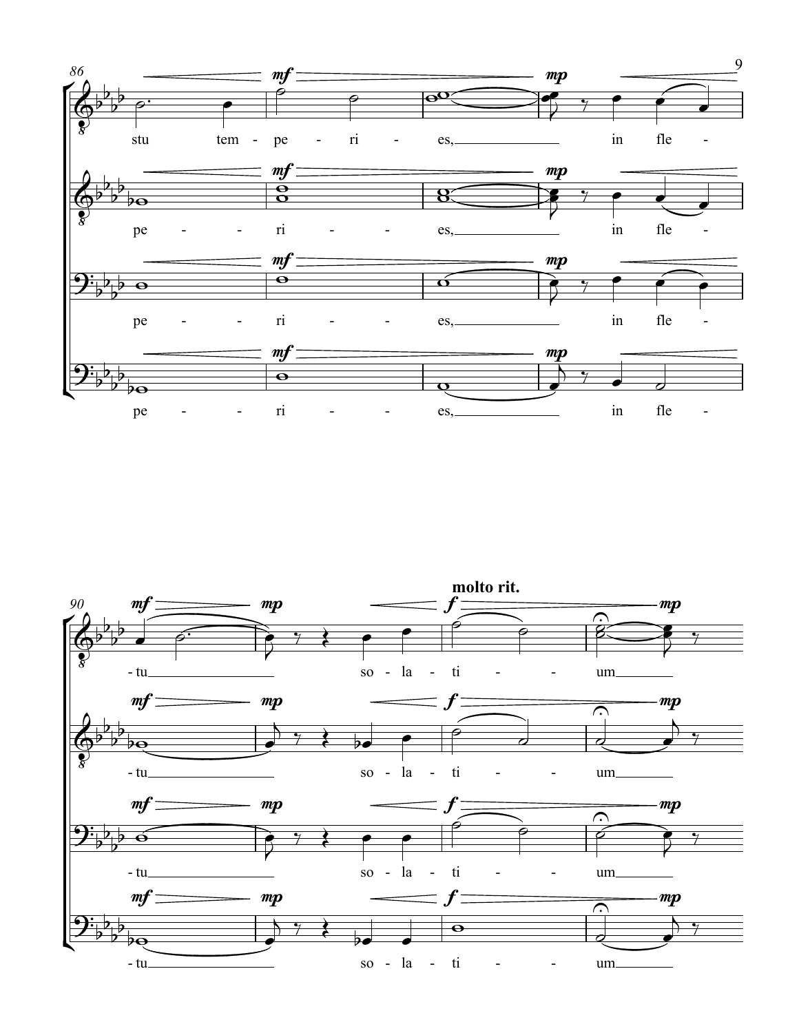86

stu tem - pe - ri - es, in fle -

pe - ri - es, in fle -

pe - ri - es, in fle -

pe - ri - es, in fle -

90

**molto rit.**

- tu so - la - ti - um

- tu so - la - ti - um

- tu so - la - ti - um

- tu so - la - ti - um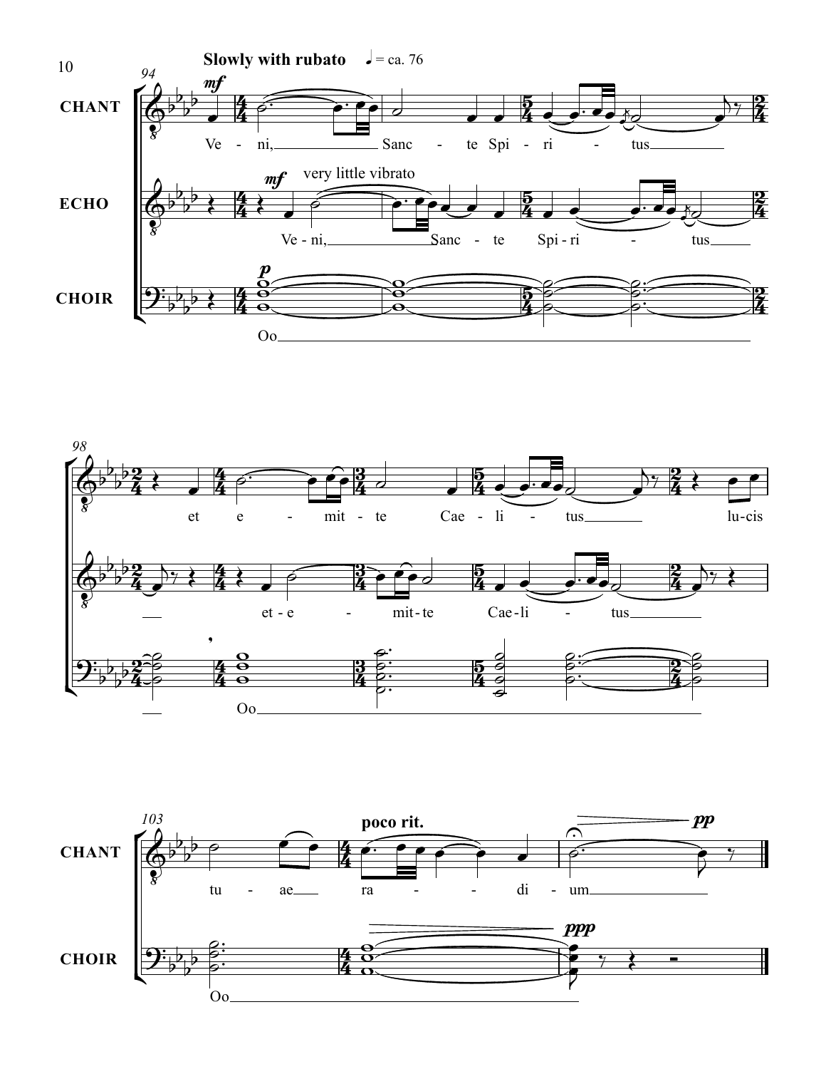**Slowly with rubato** ♩ = ca. 76

94

CHANT

*mf*

Ve - ni, Sanc - te Spi - ri - tus

ECHO

*mf* very little vibrato

Ve - ni, Sanc - te Spi - ri - tus

CHOIR

*p*

Oo

98

et e - mit - te Cae - li - tus lu - cis

et - e - mit - te Cae - li - tus

Oo

103

CHANT

**poco rit.**

*pp*

tu - ae ra - di - um

CHOIR

*ppp*

Oo